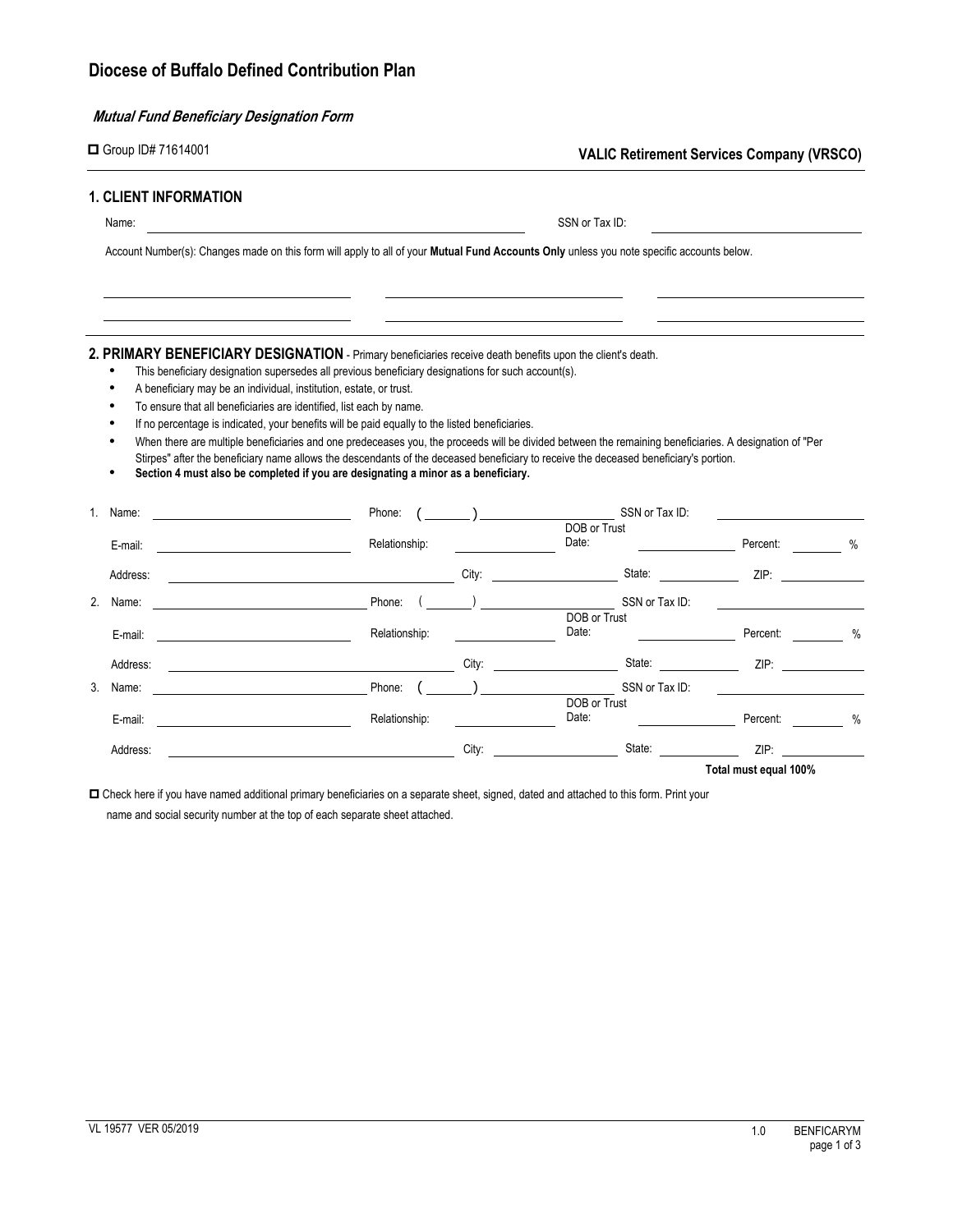# Diocese of Buffalo Defined Contribution Plan

***Mutual Fund Beneficiary Designation Form***

☐ Group ID# 71614001

**VALIC Retirement Services Company (VRSCO)**

## 1. CLIENT INFORMATION

Name: ______________________________ SSN or Tax ID: ______________________________

Account Number(s): Changes made on this form will apply to all of your **Mutual Fund Accounts Only** unless you note specific accounts below.

______________________ ______________________ ______________________

______________________ ______________________ ______________________

## 2. PRIMARY BENEFICIARY DESIGNATION - Primary beneficiaries receive death benefits upon the client's death.

- This beneficiary designation supersedes all previous beneficiary designations for such account(s).
- A beneficiary may be an individual, institution, estate, or trust.
- To ensure that all beneficiaries are identified, list each by name.
- If no percentage is indicated, your benefits will be paid equally to the listed beneficiaries.
- When there are multiple beneficiaries and one predeceases you, the proceeds will be divided between the remaining beneficiaries. A designation of "Per Stirpes" after the beneficiary name allows the descendants of the deceased beneficiary to receive the deceased beneficiary's portion.
- **Section 4 must also be completed if you are designating a minor as a beneficiary.**

1. Name: ______________________ Phone: ( ______ ) ______________ SSN or Tax ID: ______________

   E-mail: ______________________ Relationship: ______________ DOB or Trust Date: ______________ Percent: ______ %

   Address: ______________________ City: ______________ State: ______ ZIP: ______________

2. Name: ______________________ Phone: ( ______ ) ______________ SSN or Tax ID: ______________

   E-mail: ______________________ Relationship: ______________ DOB or Trust Date: ______________ Percent: ______ %

   Address: ______________________ City: ______________ State: ______ ZIP: ______________

3. Name: ______________________ Phone: ( ______ ) ______________ SSN or Tax ID: ______________

   E-mail: ______________________ Relationship: ______________ DOB or Trust Date: ______________ Percent: ______ %

   Address: ______________________ City: ______________ State: ______ ZIP: ______________

**Total must equal 100%**

☐ Check here if you have named additional primary beneficiaries on a separate sheet, signed, dated and attached to this form. Print your name and social security number at the top of each separate sheet attached.

VL 19577 VER 05/2019

1.0 BENFICARYM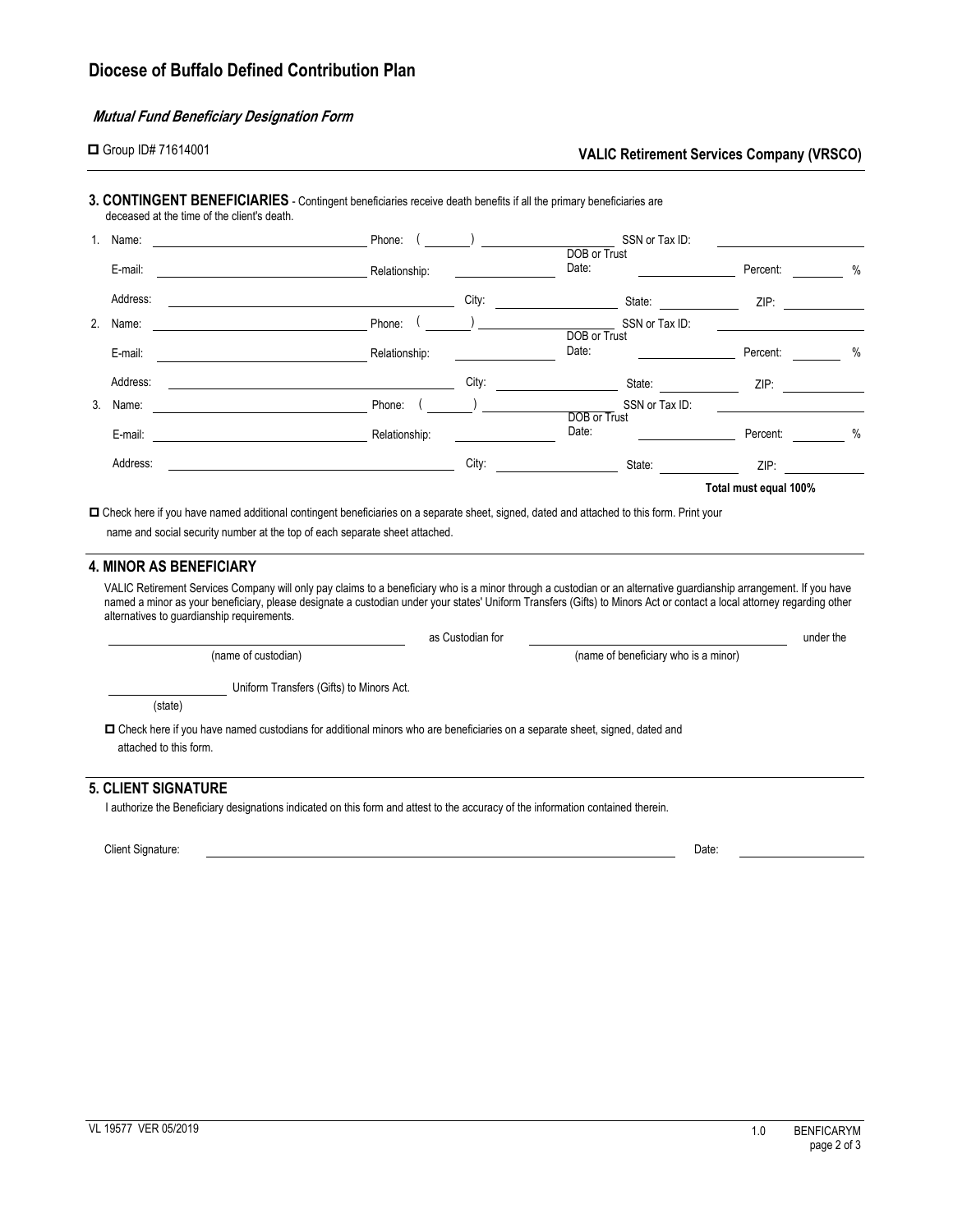## Diocese of Buffalo Defined Contribution Plan

***Mutual Fund Beneficiary Designation Form***

☐ Group ID# 71614001

**VALIC Retirement Services Company (VRSCO)**

---

**3. CONTINGENT BENEFICIARIES** - Contingent beneficiaries receive death benefits if all the primary beneficiaries are deceased at the time of the client's death.

1. Name: ______________________ Phone: ( ______ ) ______________ SSN or Tax ID: ______________
   E-mail: ______________________ Relationship: ______________ DOB or Trust Date: ______________ Percent: ________ %
   Address: ______________________ City: ______________ State: ______________ ZIP: ______________
2. Name: ______________________ Phone: ( ______ ) ______________ SSN or Tax ID: ______________
   E-mail: ______________________ Relationship: ______________ DOB or Trust Date: ______________ Percent: ________ %
   Address: ______________________ City: ______________ State: ______________ ZIP: ______________
3. Name: ______________________ Phone: ( ______ ) ______________ SSN or Tax ID: ______________
   E-mail: ______________________ Relationship: ______________ DOB or Trust Date: ______________ Percent: ________ %
   Address: ______________________ City: ______________ State: ______________ ZIP: ______________

**Total must equal 100%**

☐ Check here if you have named additional contingent beneficiaries on a separate sheet, signed, dated and attached to this form. Print your name and social security number at the top of each separate sheet attached.

---

### 4. MINOR AS BENEFICIARY

VALIC Retirement Services Company will only pay claims to a beneficiary who is a minor through a custodian or an alternative guardianship arrangement. If you have named a minor as your beneficiary, please designate a custodian under your states' Uniform Transfers (Gifts) to Minors Act or contact a local attorney regarding other alternatives to guardianship requirements.

______________________ as Custodian for ______________________ under the
(name of custodian) (name of beneficiary who is a minor)

______________ Uniform Transfers (Gifts) to Minors Act.
(state)

☐ Check here if you have named custodians for additional minors who are beneficiaries on a separate sheet, signed, dated and attached to this form.

---

### 5. CLIENT SIGNATURE

I authorize the Beneficiary designations indicated on this form and attest to the accuracy of the information contained therein.

Client Signature: ______________________________________ Date: ______________

VL 19577 VER 05/2019

1.0 BENFICARYM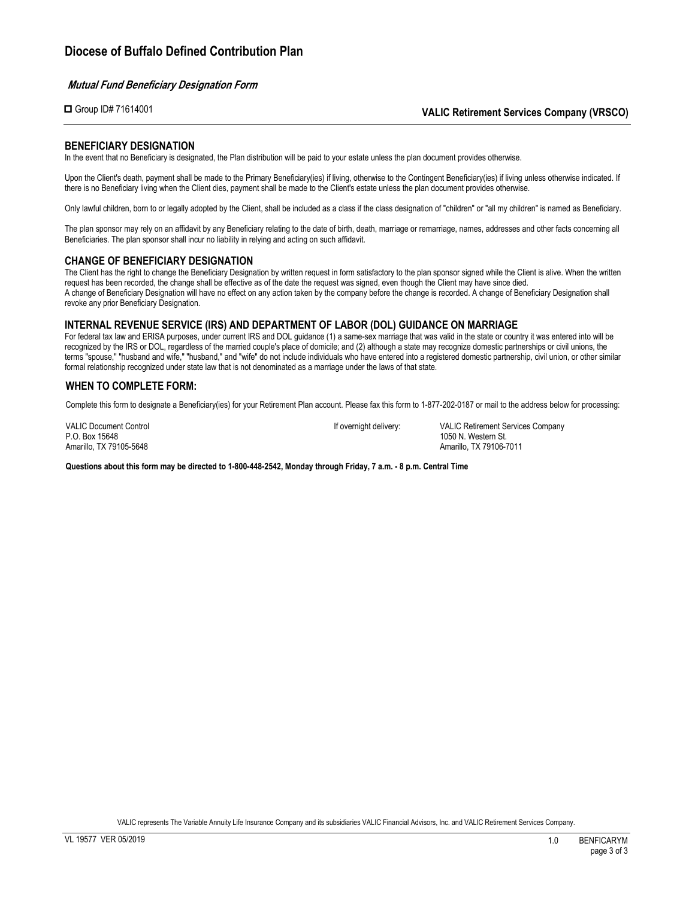# Diocese of Buffalo Defined Contribution Plan

***Mutual Fund Beneficiary Designation Form***

☐ Group ID# 71614001

**VALIC Retirement Services Company (VRSCO)**

## BENEFICIARY DESIGNATION

In the event that no Beneficiary is designated, the Plan distribution will be paid to your estate unless the plan document provides otherwise.

Upon the Client's death, payment shall be made to the Primary Beneficiary(ies) if living, otherwise to the Contingent Beneficiary(ies) if living unless otherwise indicated. If there is no Beneficiary living when the Client dies, payment shall be made to the Client's estate unless the plan document provides otherwise.

Only lawful children, born to or legally adopted by the Client, shall be included as a class if the class designation of "children" or "all my children" is named as Beneficiary.

The plan sponsor may rely on an affidavit by any Beneficiary relating to the date of birth, death, marriage or remarriage, names, addresses and other facts concerning all Beneficiaries. The plan sponsor shall incur no liability in relying and acting on such affidavit.

## CHANGE OF BENEFICIARY DESIGNATION

The Client has the right to change the Beneficiary Designation by written request in form satisfactory to the plan sponsor signed while the Client is alive. When the written request has been recorded, the change shall be effective as of the date the request was signed, even though the Client may have since died.
A change of Beneficiary Designation will have no effect on any action taken by the company before the change is recorded. A change of Beneficiary Designation shall revoke any prior Beneficiary Designation.

## INTERNAL REVENUE SERVICE (IRS) AND DEPARTMENT OF LABOR (DOL) GUIDANCE ON MARRIAGE

For federal tax law and ERISA purposes, under current IRS and DOL guidance (1) a same-sex marriage that was valid in the state or country it was entered into will be recognized by the IRS or DOL, regardless of the married couple's place of domicile; and (2) although a state may recognize domestic partnerships or civil unions, the terms "spouse," "husband and wife," "husband," and "wife" do not include individuals who have entered into a registered domestic partnership, civil union, or other similar formal relationship recognized under state law that is not denominated as a marriage under the laws of that state.

## WHEN TO COMPLETE FORM:

Complete this form to designate a Beneficiary(ies) for your Retirement Plan account. Please fax this form to 1-877-202-0187 or mail to the address below for processing:

VALIC Document Control
P.O. Box 15648
Amarillo, TX 79105-5648

If overnight delivery:

VALIC Retirement Services Company
1050 N. Western St.
Amarillo, TX 79106-7011

**Questions about this form may be directed to 1-800-448-2542, Monday through Friday, 7 a.m. - 8 p.m. Central Time**

VALIC represents The Variable Annuity Life Insurance Company and its subsidiaries VALIC Financial Advisors, Inc. and VALIC Retirement Services Company.

VL 19577 VER 05/2019 1.0 BENFICARYM